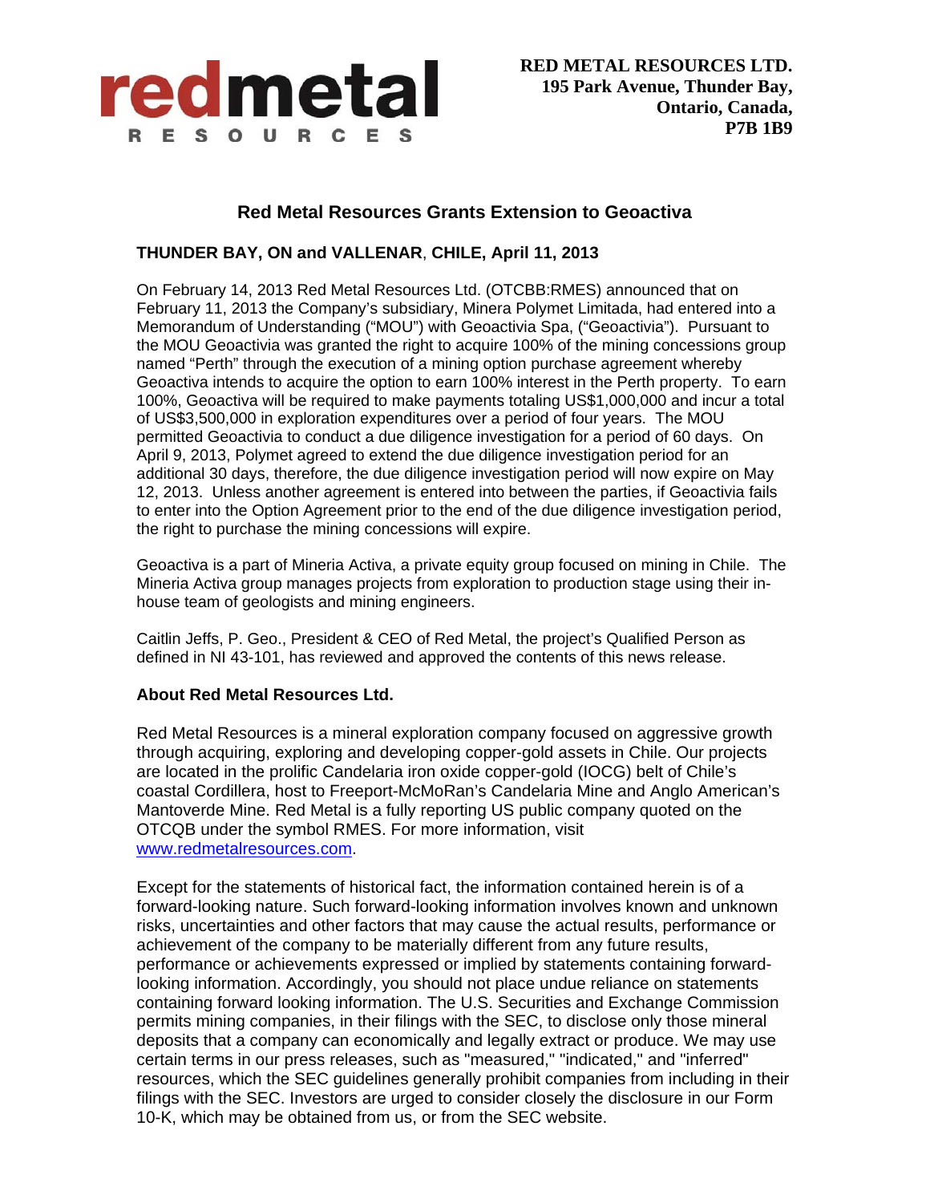**RED METAL RESOURCES LTD.**
**195 Park Avenue, Thunder Bay,**
**Ontario, Canada,**
**P7B 1B9**

## Red Metal Resources Grants Extension to Geoactiva

**THUNDER BAY, ON and VALLENAR, CHILE, April 11, 2013**

On February 14, 2013 Red Metal Resources Ltd. (OTCBB:RMES) announced that on February 11, 2013 the Company's subsidiary, Minera Polymet Limitada, had entered into a Memorandum of Understanding ("MOU") with Geoactivia Spa, ("Geoactivia"). Pursuant to the MOU Geoactivia was granted the right to acquire 100% of the mining concessions group named "Perth" through the execution of a mining option purchase agreement whereby Geoactiva intends to acquire the option to earn 100% interest in the Perth property. To earn 100%, Geoactiva will be required to make payments totaling US$1,000,000 and incur a total of US$3,500,000 in exploration expenditures over a period of four years. The MOU permitted Geoactivia to conduct a due diligence investigation for a period of 60 days. On April 9, 2013, Polymet agreed to extend the due diligence investigation period for an additional 30 days, therefore, the due diligence investigation period will now expire on May 12, 2013. Unless another agreement is entered into between the parties, if Geoactivia fails to enter into the Option Agreement prior to the end of the due diligence investigation period, the right to purchase the mining concessions will expire.

Geoactiva is a part of Mineria Activa, a private equity group focused on mining in Chile. The Mineria Activa group manages projects from exploration to production stage using their in-house team of geologists and mining engineers.

Caitlin Jeffs, P. Geo., President & CEO of Red Metal, the project's Qualified Person as defined in NI 43-101, has reviewed and approved the contents of this news release.

**About Red Metal Resources Ltd.**

Red Metal Resources is a mineral exploration company focused on aggressive growth through acquiring, exploring and developing copper-gold assets in Chile. Our projects are located in the prolific Candelaria iron oxide copper-gold (IOCG) belt of Chile's coastal Cordillera, host to Freeport-McMoRan's Candelaria Mine and Anglo American's Mantoverde Mine. Red Metal is a fully reporting US public company quoted on the OTCQB under the symbol RMES. For more information, visit www.redmetalresources.com.

Except for the statements of historical fact, the information contained herein is of a forward-looking nature. Such forward-looking information involves known and unknown risks, uncertainties and other factors that may cause the actual results, performance or achievement of the company to be materially different from any future results, performance or achievements expressed or implied by statements containing forward-looking information. Accordingly, you should not place undue reliance on statements containing forward looking information. The U.S. Securities and Exchange Commission permits mining companies, in their filings with the SEC, to disclose only those mineral deposits that a company can economically and legally extract or produce. We may use certain terms in our press releases, such as "measured," "indicated," and "inferred" resources, which the SEC guidelines generally prohibit companies from including in their filings with the SEC. Investors are urged to consider closely the disclosure in our Form 10-K, which may be obtained from us, or from the SEC website.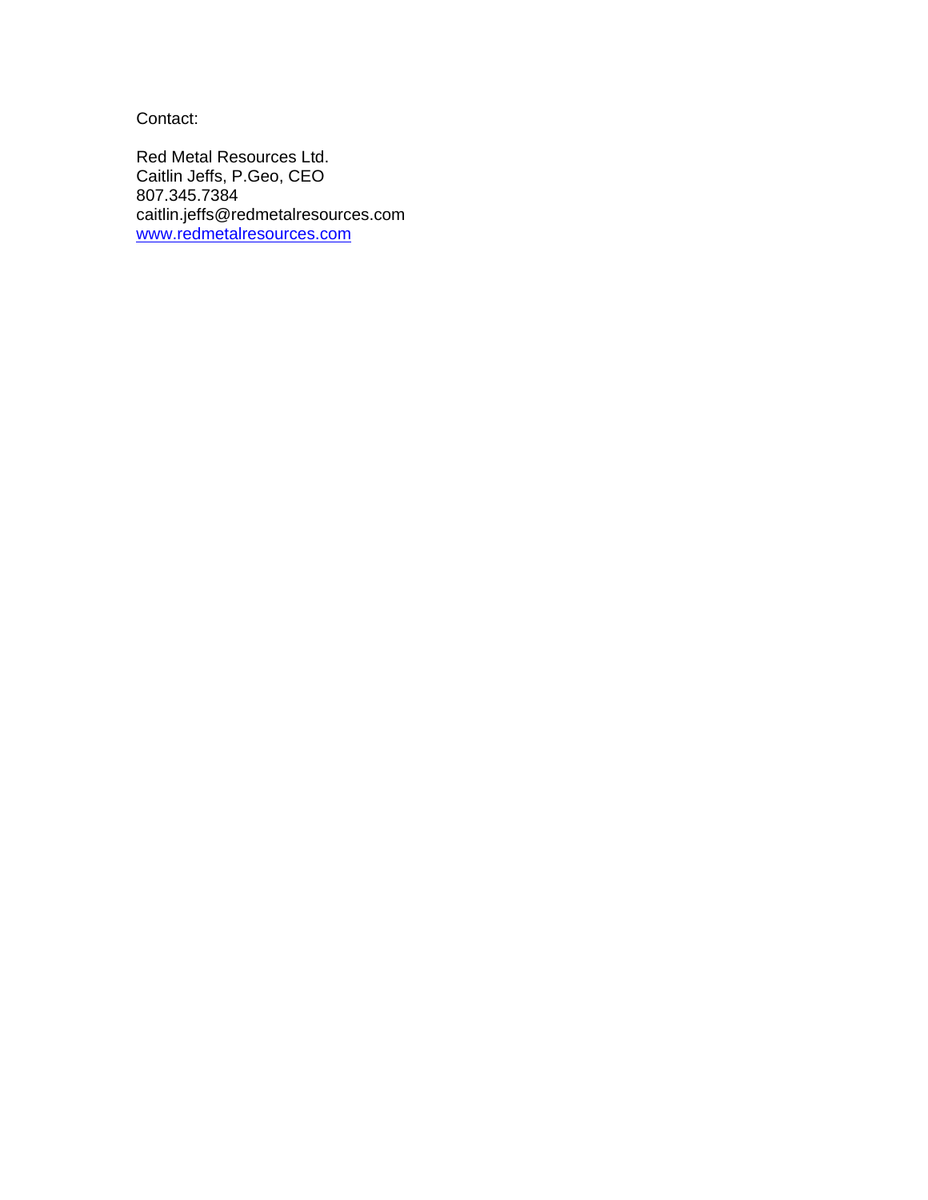Contact:

Red Metal Resources Ltd.
Caitlin Jeffs, P.Geo, CEO
807.345.7384
caitlin.jeffs@redmetalresources.com
www.redmetalresources.com